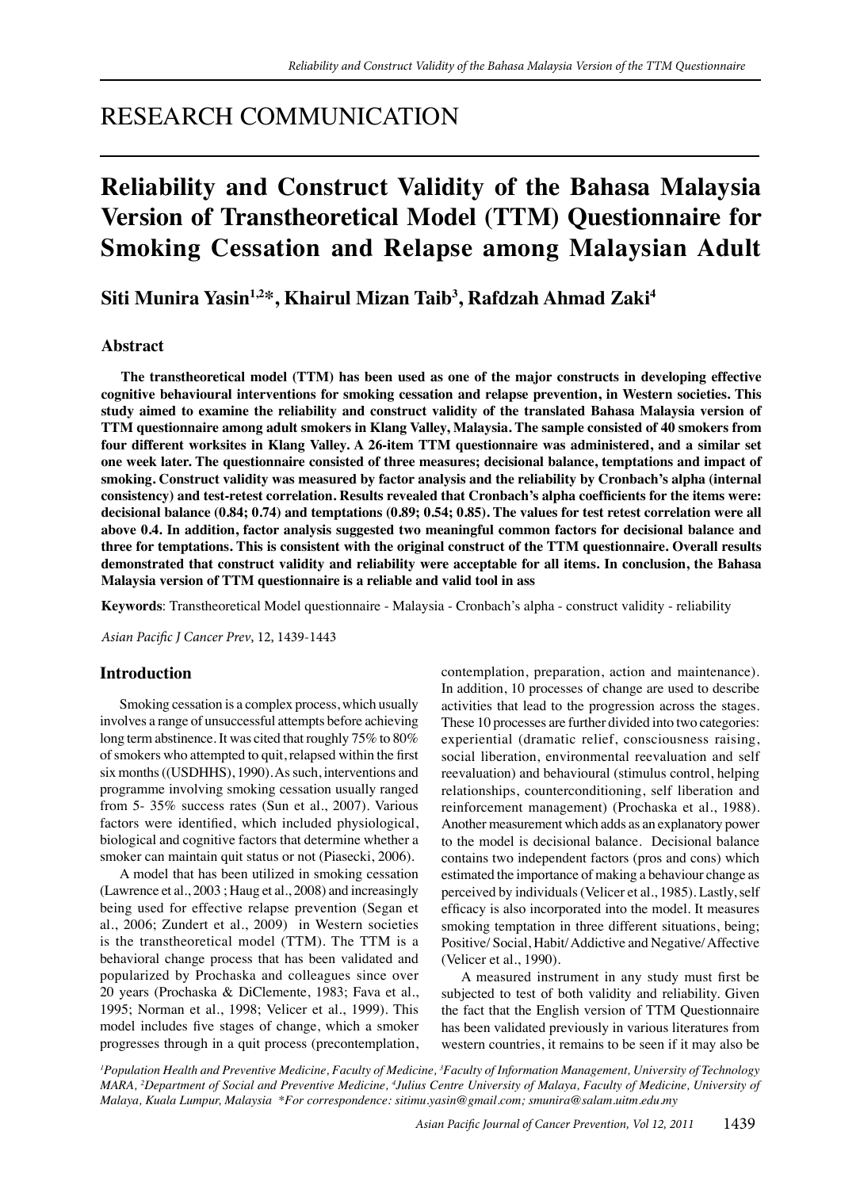# RESEARCH COMMUNICATION

# Reliability and Construct Validity of the Bahasa Malaysia Version of Transtheoretical Model (TTM) Questionnaire for Smoking Cessation and Relapse among Malaysian Adult

**Siti Munira Yasin[1,2]*, Khairul Mizan Taib[3], Rafdzah Ahmad Zaki[4]**

## Abstract

**The transtheoretical model (TTM) has been used as one of the major constructs in developing effective cognitive behavioural interventions for smoking cessation and relapse prevention, in Western societies. This study aimed to examine the reliability and construct validity of the translated Bahasa Malaysia version of TTM questionnaire among adult smokers in Klang Valley, Malaysia. The sample consisted of 40 smokers from four different worksites in Klang Valley. A 26-item TTM questionnaire was administered, and a similar set one week later. The questionnaire consisted of three measures; decisional balance, temptations and impact of smoking. Construct validity was measured by factor analysis and the reliability by Cronbach's alpha (internal consistency) and test-retest correlation. Results revealed that Cronbach's alpha coefficients for the items were: decisional balance (0.84; 0.74) and temptations (0.89; 0.54; 0.85). The values for test retest correlation were all above 0.4. In addition, factor analysis suggested two meaningful common factors for decisional balance and three for temptations. This is consistent with the original construct of the TTM questionnaire. Overall results demonstrated that construct validity and reliability were acceptable for all items. In conclusion, the Bahasa Malaysia version of TTM questionnaire is a reliable and valid tool in ass**

**Keywords**: Transtheoretical Model questionnaire - Malaysia - Cronbach's alpha - construct validity - reliability

*Asian Pacific J Cancer Prev*, 12, 1439-1443

## Introduction

Smoking cessation is a complex process, which usually involves a range of unsuccessful attempts before achieving long term abstinence. It was cited that roughly 75% to 80% of smokers who attempted to quit, relapsed within the first six months ((USDHHS), 1990). As such, interventions and programme involving smoking cessation usually ranged from 5- 35% success rates (Sun et al., 2007). Various factors were identified, which included physiological, biological and cognitive factors that determine whether a smoker can maintain quit status or not (Piasecki, 2006).

A model that has been utilized in smoking cessation (Lawrence et al., 2003 ; Haug et al., 2008) and increasingly being used for effective relapse prevention (Segan et al., 2006; Zundert et al., 2009) in Western societies is the transtheoretical model (TTM). The TTM is a behavioral change process that has been validated and popularized by Prochaska and colleagues since over 20 years (Prochaska & DiClemente, 1983; Fava et al., 1995; Norman et al., 1998; Velicer et al., 1999). This model includes five stages of change, which a smoker progresses through in a quit process (precontemplation, contemplation, preparation, action and maintenance). In addition, 10 processes of change are used to describe activities that lead to the progression across the stages. These 10 processes are further divided into two categories: experiential (dramatic relief, consciousness raising, social liberation, environmental reevaluation and self reevaluation) and behavioural (stimulus control, helping relationships, counterconditioning, self liberation and reinforcement management) (Prochaska et al., 1988). Another measurement which adds as an explanatory power to the model is decisional balance. Decisional balance contains two independent factors (pros and cons) which estimated the importance of making a behaviour change as perceived by individuals (Velicer et al., 1985). Lastly, self efficacy is also incorporated into the model. It measures smoking temptation in three different situations, being; Positive/ Social, Habit/ Addictive and Negative/ Affective (Velicer et al., 1990).

A measured instrument in any study must first be subjected to test of both validity and reliability. Given the fact that the English version of TTM Questionnaire has been validated previously in various literatures from western countries, it remains to be seen if it may also be

*[1]Population Health and Preventive Medicine, Faculty of Medicine, [3]Faculty of Information Management, University of Technology MARA, [2]Department of Social and Preventive Medicine, [4]Julius Centre University of Malaya, Faculty of Medicine, University of Malaya, Kuala Lumpur, Malaysia \*For correspondence: sitimu.yasin@gmail.com; smunira@salam.uitm.edu.my*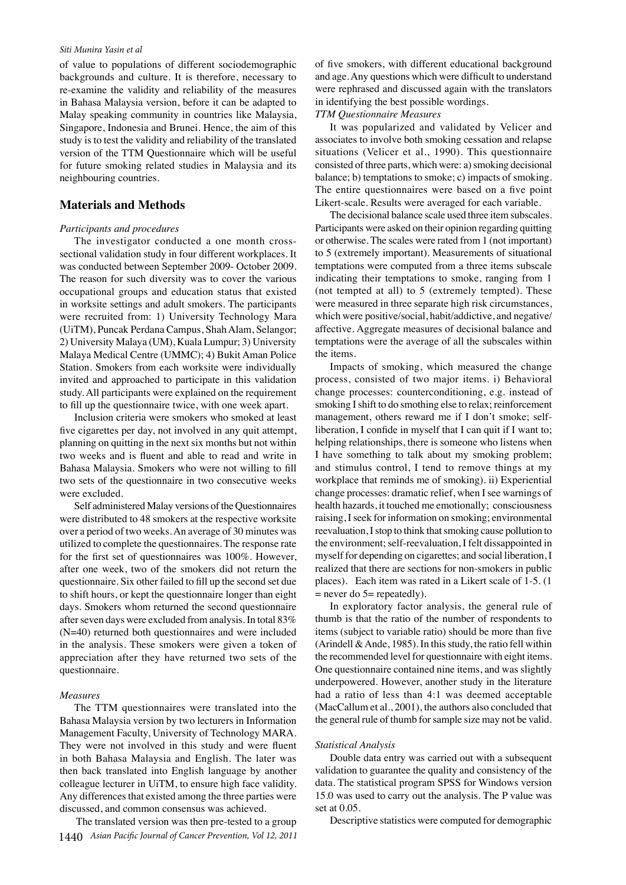of value to populations of different sociodemographic backgrounds and culture. It is therefore, necessary to re-examine the validity and reliability of the measures in Bahasa Malaysia version, before it can be adapted to Malay speaking community in countries like Malaysia, Singapore, Indonesia and Brunei. Hence, the aim of this study is to test the validity and reliability of the translated version of the TTM Questionnaire which will be useful for future smoking related studies in Malaysia and its neighbouring countries.

## Materials and Methods

*Participants and procedures*

The investigator conducted a one month cross-sectional validation study in four different workplaces. It was conducted between September 2009- October 2009. The reason for such diversity was to cover the various occupational groups and education status that existed in worksite settings and adult smokers. The participants were recruited from: 1) University Technology Mara (UiTM), Puncak Perdana Campus, Shah Alam, Selangor; 2) University Malaya (UM), Kuala Lumpur; 3) University Malaya Medical Centre (UMMC); 4) Bukit Aman Police Station. Smokers from each worksite were individually invited and approached to participate in this validation study. All participants were explained on the requirement to fill up the questionnaire twice, with one week apart.

Inclusion criteria were smokers who smoked at least five cigarettes per day, not involved in any quit attempt, planning on quitting in the next six months but not within two weeks and is fluent and able to read and write in Bahasa Malaysia. Smokers who were not willing to fill two sets of the questionnaire in two consecutive weeks were excluded.

Self administered Malay versions of the Questionnaires were distributed to 48 smokers at the respective worksite over a period of two weeks. An average of 30 minutes was utilized to complete the questionnaires. The response rate for the first set of questionnaires was 100%. However, after one week, two of the smokers did not return the questionnaire. Six other failed to fill up the second set due to shift hours, or kept the questionnaire longer than eight days. Smokers whom returned the second questionnaire after seven days were excluded from analysis. In total 83% (N=40) returned both questionnaires and were included in the analysis. These smokers were given a token of appreciation after they have returned two sets of the questionnaire.

*Measures*

The TTM questionnaires were translated into the Bahasa Malaysia version by two lecturers in Information Management Faculty, University of Technology MARA. They were not involved in this study and were fluent in both Bahasa Malaysia and English. The later was then back translated into English language by another colleague lecturer in UiTM, to ensure high face validity. Any differences that existed among the three parties were discussed, and common consensus was achieved.

The translated version was then pre-tested to a group of five smokers, with different educational background and age. Any questions which were difficult to understand were rephrased and discussed again with the translators in identifying the best possible wordings.

*TTM Questionnaire Measures*

It was popularized and validated by Velicer and associates to involve both smoking cessation and relapse situations (Velicer et al., 1990). This questionnaire consisted of three parts, which were: a) smoking decisional balance; b) temptations to smoke; c) impacts of smoking. The entire questionnaires were based on a five point Likert-scale. Results were averaged for each variable.

The decisional balance scale used three item subscales. Participants were asked on their opinion regarding quitting or otherwise. The scales were rated from 1 (not important) to 5 (extremely important). Measurements of situational temptations were computed from a three items subscale indicating their temptations to smoke, ranging from 1 (not tempted at all) to 5 (extremely tempted). These were measured in three separate high risk circumstances, which were positive/social, habit/addictive, and negative/affective. Aggregate measures of decisional balance and temptations were the average of all the subscales within the items.

Impacts of smoking, which measured the change process, consisted of two major items. i) Behavioral change processes: counterconditioning, e.g. instead of smoking I shift to do smothing else to relax; reinforcement management, others reward me if I don't smoke; self-liberation, I confide in myself that I can quit if I want to; helping relationships, there is someone who listens when I have something to talk about my smoking problem; and stimulus control, I tend to remove things at my workplace that reminds me of smoking). ii) Experiential change processes: dramatic relief, when I see warnings of health hazards, it touched me emotionally; consciousness raising, I seek for information on smoking; environmental reevaluation, I stop to think that smoking cause pollution to the environment; self-reevaluation, I felt dissappointed in myself for depending on cigarettes; and social liberation, I realized that there are sections for non-smokers in public places). Each item was rated in a Likert scale of 1-5. (1 = never do 5= repeatedly).

In exploratory factor analysis, the general rule of thumb is that the ratio of the number of respondents to items (subject to variable ratio) should be more than five (Arindell & Ande, 1985). In this study, the ratio fell within the recommended level for questionnaire with eight items. One questionnaire contained nine items, and was slightly underpowered. However, another study in the literature had a ratio of less than 4:1 was deemed acceptable (MacCallum et al., 2001), the authors also concluded that the general rule of thumb for sample size may not be valid.

*Statistical Analysis*

Double data entry was carried out with a subsequent validation to guarantee the quality and consistency of the data. The statistical program SPSS for Windows version 15.0 was used to carry out the analysis. The P value was set at 0.05.

Descriptive statistics were computed for demographic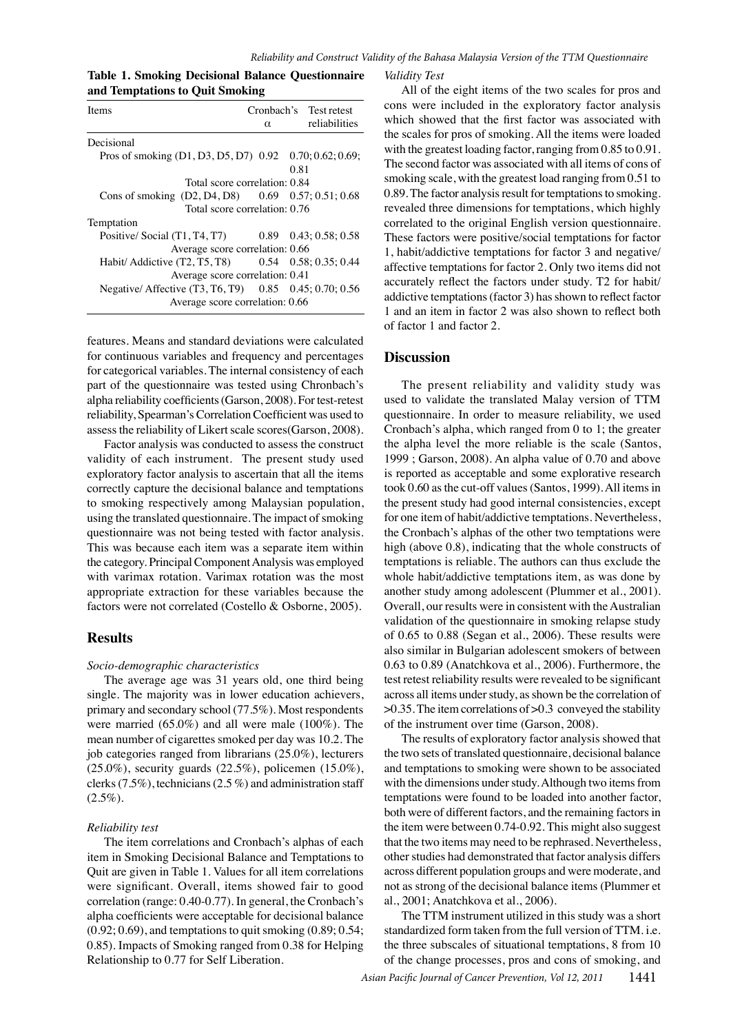**Table 1. Smoking Decisional Balance Questionnaire and Temptations to Quit Smoking**

| Items | Cronbach's α | Test retest reliabilities |
|---|---|---|
| Decisional | | |
| Pros of smoking (D1, D3, D5, D7) | 0.92 | 0.70; 0.62; 0.69; 0.81 |
| Total score correlation: 0.84 | | |
| Cons of smoking (D2, D4, D8) | 0.69 | 0.57; 0.51; 0.68 |
| Total score correlation: 0.76 | | |
| Temptation | | |
| Positive/ Social (T1, T4, T7) | 0.89 | 0.43; 0.58; 0.58 |
| Average score correlation: 0.66 | | |
| Habit/ Addictive (T2, T5, T8) | 0.54 | 0.58; 0.35; 0.44 |
| Average score correlation: 0.41 | | |
| Negative/ Affective (T3, T6, T9) | 0.85 | 0.45; 0.70; 0.56 |
| Average score correlation: 0.66 | | |

features. Means and standard deviations were calculated for continuous variables and frequency and percentages for categorical variables. The internal consistency of each part of the questionnaire was tested using Chronbach's alpha reliability coefficients (Garson, 2008). For test-retest reliability, Spearman's Correlation Coefficient was used to assess the reliability of Likert scale scores(Garson, 2008).

Factor analysis was conducted to assess the construct validity of each instrument. The present study used exploratory factor analysis to ascertain that all the items correctly capture the decisional balance and temptations to smoking respectively among Malaysian population, using the translated questionnaire. The impact of smoking questionnaire was not being tested with factor analysis. This was because each item was a separate item within the category. Principal Component Analysis was employed with varimax rotation. Varimax rotation was the most appropriate extraction for these variables because the factors were not correlated (Costello & Osborne, 2005).

## Results

*Socio-demographic characteristics*

The average age was 31 years old, one third being single. The majority was in lower education achievers, primary and secondary school (77.5%). Most respondents were married (65.0%) and all were male (100%). The mean number of cigarettes smoked per day was 10.2. The job categories ranged from librarians (25.0%), lecturers (25.0%), security guards (22.5%), policemen (15.0%), clerks (7.5%), technicians (2.5 %) and administration staff (2.5%).

*Reliability test*

The item correlations and Cronbach's alphas of each item in Smoking Decisional Balance and Temptations to Quit are given in Table 1. Values for all item correlations were significant. Overall, items showed fair to good correlation (range: 0.40-0.77). In general, the Cronbach's alpha coefficients were acceptable for decisional balance (0.92; 0.69), and temptations to quit smoking (0.89; 0.54; 0.85). Impacts of Smoking ranged from 0.38 for Helping Relationship to 0.77 for Self Liberation.

*Validity Test*

All of the eight items of the two scales for pros and cons were included in the exploratory factor analysis which showed that the first factor was associated with the scales for pros of smoking. All the items were loaded with the greatest loading factor, ranging from 0.85 to 0.91. The second factor was associated with all items of cons of smoking scale, with the greatest load ranging from 0.51 to 0.89. The factor analysis result for temptations to smoking. revealed three dimensions for temptations, which highly correlated to the original English version questionnaire. These factors were positive/social temptations for factor 1, habit/addictive temptations for factor 3 and negative/ affective temptations for factor 2. Only two items did not accurately reflect the factors under study. T2 for habit/ addictive temptations (factor 3) has shown to reflect factor 1 and an item in factor 2 was also shown to reflect both of factor 1 and factor 2.

## Discussion

The present reliability and validity study was used to validate the translated Malay version of TTM questionnaire. In order to measure reliability, we used Cronbach's alpha, which ranged from 0 to 1; the greater the alpha level the more reliable is the scale (Santos, 1999 ; Garson, 2008). An alpha value of 0.70 and above is reported as acceptable and some explorative research took 0.60 as the cut-off values (Santos, 1999). All items in the present study had good internal consistencies, except for one item of habit/addictive temptations. Nevertheless, the Cronbach's alphas of the other two temptations were high (above 0.8), indicating that the whole constructs of temptations is reliable. The authors can thus exclude the whole habit/addictive temptations item, as was done by another study among adolescent (Plummer et al., 2001). Overall, our results were in consistent with the Australian validation of the questionnaire in smoking relapse study of 0.65 to 0.88 (Segan et al., 2006). These results were also similar in Bulgarian adolescent smokers of between 0.63 to 0.89 (Anatchkova et al., 2006). Furthermore, the test retest reliability results were revealed to be significant across all items under study, as shown be the correlation of >0.35. The item correlations of >0.3 conveyed the stability of the instrument over time (Garson, 2008).

The results of exploratory factor analysis showed that the two sets of translated questionnaire, decisional balance and temptations to smoking were shown to be associated with the dimensions under study. Although two items from temptations were found to be loaded into another factor, both were of different factors, and the remaining factors in the item were between 0.74-0.92. This might also suggest that the two items may need to be rephrased. Nevertheless, other studies had demonstrated that factor analysis differs across different population groups and were moderate, and not as strong of the decisional balance items (Plummer et al., 2001; Anatchkova et al., 2006).

The TTM instrument utilized in this study was a short standardized form taken from the full version of TTM. i.e. the three subscales of situational temptations, 8 from 10 of the change processes, pros and cons of smoking, and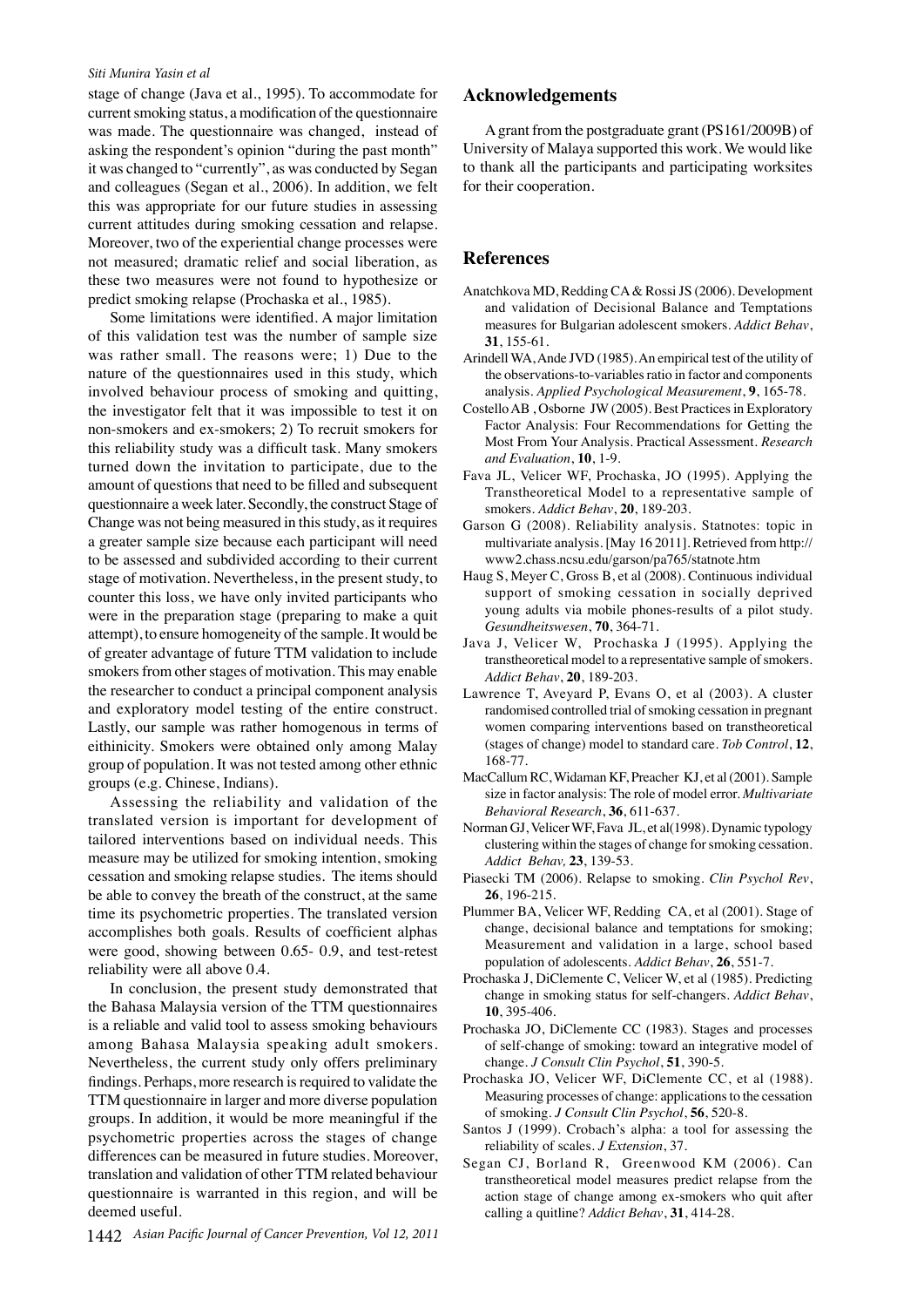stage of change (Java et al., 1995). To accommodate for current smoking status, a modification of the questionnaire was made. The questionnaire was changed, instead of asking the respondent's opinion "during the past month" it was changed to "currently", as was conducted by Segan and colleagues (Segan et al., 2006). In addition, we felt this was appropriate for our future studies in assessing current attitudes during smoking cessation and relapse. Moreover, two of the experiential change processes were not measured; dramatic relief and social liberation, as these two measures were not found to hypothesize or predict smoking relapse (Prochaska et al., 1985).

Some limitations were identified. A major limitation of this validation test was the number of sample size was rather small. The reasons were; 1) Due to the nature of the questionnaires used in this study, which involved behaviour process of smoking and quitting, the investigator felt that it was impossible to test it on non-smokers and ex-smokers; 2) To recruit smokers for this reliability study was a difficult task. Many smokers turned down the invitation to participate, due to the amount of questions that need to be filled and subsequent questionnaire a week later. Secondly, the construct Stage of Change was not being measured in this study, as it requires a greater sample size because each participant will need to be assessed and subdivided according to their current stage of motivation. Nevertheless, in the present study, to counter this loss, we have only invited participants who were in the preparation stage (preparing to make a quit attempt), to ensure homogeneity of the sample. It would be of greater advantage of future TTM validation to include smokers from other stages of motivation. This may enable the researcher to conduct a principal component analysis and exploratory model testing of the entire construct. Lastly, our sample was rather homogenous in terms of eithinicity. Smokers were obtained only among Malay group of population. It was not tested among other ethnic groups (e.g. Chinese, Indians).

Assessing the reliability and validation of the translated version is important for development of tailored interventions based on individual needs. This measure may be utilized for smoking intention, smoking cessation and smoking relapse studies. The items should be able to convey the breath of the construct, at the same time its psychometric properties. The translated version accomplishes both goals. Results of coefficient alphas were good, showing between 0.65- 0.9, and test-retest reliability were all above 0.4.

In conclusion, the present study demonstrated that the Bahasa Malaysia version of the TTM questionnaires is a reliable and valid tool to assess smoking behaviours among Bahasa Malaysia speaking adult smokers. Nevertheless, the current study only offers preliminary findings. Perhaps, more research is required to validate the TTM questionnaire in larger and more diverse population groups. In addition, it would be more meaningful if the psychometric properties across the stages of change differences can be measured in future studies. Moreover, translation and validation of other TTM related behaviour questionnaire is warranted in this region, and will be deemed useful.

## Acknowledgements

A grant from the postgraduate grant (PS161/2009B) of University of Malaya supported this work. We would like to thank all the participants and participating worksites for their cooperation.

## References

Anatchkova MD, Redding CA & Rossi JS (2006). Development and validation of Decisional Balance and Temptations measures for Bulgarian adolescent smokers. *Addict Behav*, **31**, 155-61.

Arindell WA, Ande JVD (1985). An empirical test of the utility of the observations-to-variables ratio in factor and components analysis. *Applied Psychological Measurement*, **9**, 165-78.

Costello AB , Osborne JW (2005). Best Practices in Exploratory Factor Analysis: Four Recommendations for Getting the Most From Your Analysis. Practical Assessment. *Research and Evaluation*, **10**, 1-9.

Fava JL, Velicer WF, Prochaska, JO (1995). Applying the Transtheoretical Model to a representative sample of smokers. *Addict Behav*, **20**, 189-203.

Garson G (2008). Reliability analysis. Statnotes: topic in multivariate analysis. [May 16 2011]. Retrieved from http://www2.chass.ncsu.edu/garson/pa765/statnote.htm

Haug S, Meyer C, Gross B, et al (2008). Continuous individual support of smoking cessation in socially deprived young adults via mobile phones-results of a pilot study. *Gesundheitswesen*, **70**, 364-71.

Java J, Velicer W, Prochaska J (1995). Applying the transtheoretical model to a representative sample of smokers. *Addict Behav*, **20**, 189-203.

Lawrence T, Aveyard P, Evans O, et al (2003). A cluster randomised controlled trial of smoking cessation in pregnant women comparing interventions based on transtheoretical (stages of change) model to standard care. *Tob Control*, **12**, 168-77.

MacCallum RC, Widaman KF, Preacher KJ, et al (2001). Sample size in factor analysis: The role of model error. *Multivariate Behavioral Research*, **36**, 611-637.

Norman GJ, Velicer WF, Fava JL, et al(1998). Dynamic typology clustering within the stages of change for smoking cessation. *Addict Behav,* **23**, 139-53.

Piasecki TM (2006). Relapse to smoking. *Clin Psychol Rev*, **26**, 196-215.

Plummer BA, Velicer WF, Redding CA, et al (2001). Stage of change, decisional balance and temptations for smoking; Measurement and validation in a large, school based population of adolescents. *Addict Behav*, **26**, 551-7.

Prochaska J, DiClemente C, Velicer W, et al (1985). Predicting change in smoking status for self-changers. *Addict Behav*, **10**, 395-406.

Prochaska JO, DiClemente CC (1983). Stages and processes of self-change of smoking: toward an integrative model of change. *J Consult Clin Psychol*, **51**, 390-5.

Prochaska JO, Velicer WF, DiClemente CC, et al (1988). Measuring processes of change: applications to the cessation of smoking. *J Consult Clin Psychol*, **56**, 520-8.

Santos J (1999). Crobach's alpha: a tool for assessing the reliability of scales. *J Extension*, 37.

Segan CJ, Borland R, Greenwood KM (2006). Can transtheoretical model measures predict relapse from the action stage of change among ex-smokers who quit after calling a quitline? *Addict Behav*, **31**, 414-28.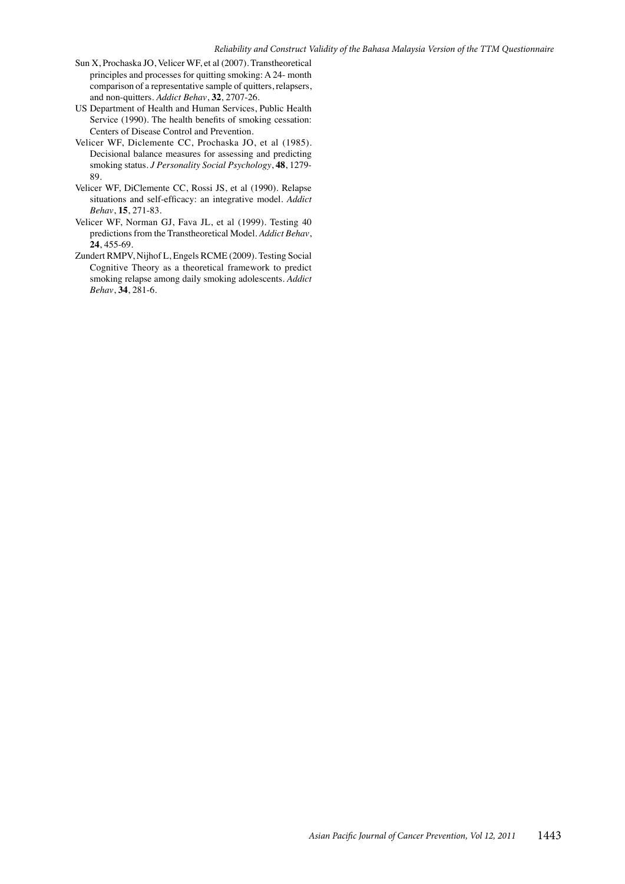Sun X, Prochaska JO, Velicer WF, et al (2007). Transtheoretical principles and processes for quitting smoking: A 24- month comparison of a representative sample of quitters, relapsers, and non-quitters. *Addict Behav*, **32**, 2707-26.

US Department of Health and Human Services, Public Health Service (1990). The health benefits of smoking cessation: Centers of Disease Control and Prevention.

Velicer WF, Diclemente CC, Prochaska JO, et al (1985). Decisional balance measures for assessing and predicting smoking status. *J Personality Social Psychology*, **48**, 1279-89.

Velicer WF, DiClemente CC, Rossi JS, et al (1990). Relapse situations and self-efficacy: an integrative model. *Addict Behav*, **15**, 271-83.

Velicer WF, Norman GJ, Fava JL, et al (1999). Testing 40 predictions from the Transtheoretical Model. *Addict Behav*, **24**, 455-69.

Zundert RMPV, Nijhof L, Engels RCME (2009). Testing Social Cognitive Theory as a theoretical framework to predict smoking relapse among daily smoking adolescents. *Addict Behav*, **34**, 281-6.